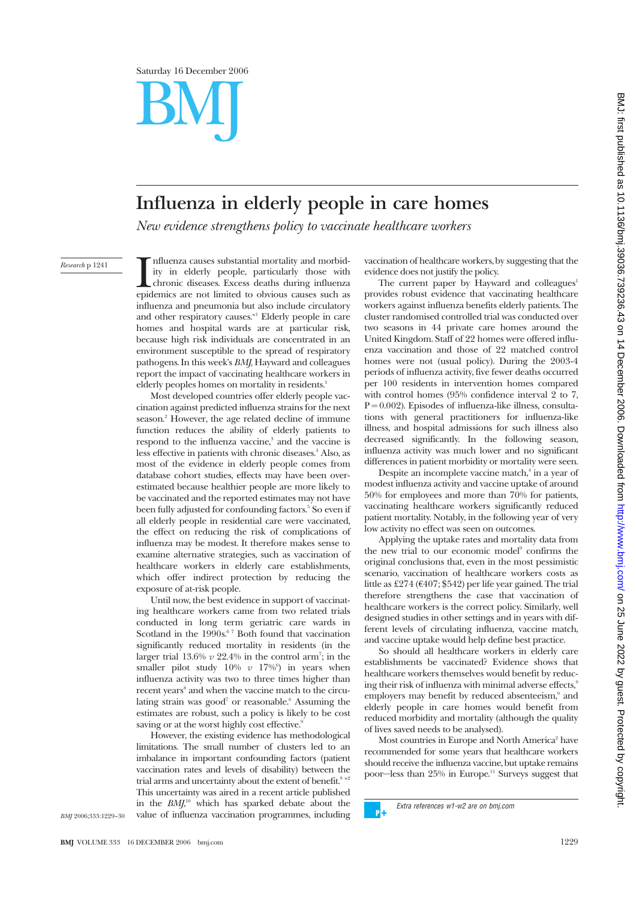# Influenza in elderly people in care homes

*New evidence strengthens policy to vaccinate healthcare workers*

*Research* p 1241

Influenza causes substantial mortality and morbidity in elderly people, particularly those with chronic diseases. Excess deaths during influenza epidemics are not limited to obvious causes such as influenza and pneumonia but also include circulatory and other respiratory causes.[w1] Elderly people in care homes and hospital wards are at particular risk, because high risk individuals are concentrated in an environment susceptible to the spread of respiratory pathogens. In this week's *BMJ*, Hayward and colleagues report the impact of vaccinating healthcare workers in elderly peoples homes on mortality in residents.[1]

Most developed countries offer elderly people vaccination against predicted influenza strains for the next season.[2] However, the age related decline of immune function reduces the ability of elderly patients to respond to the influenza vaccine,[3] and the vaccine is less effective in patients with chronic diseases.[4] Also, as most of the evidence in elderly people comes from database cohort studies, effects may have been overestimated because healthier people are more likely to be vaccinated and the reported estimates may not have been fully adjusted for confounding factors.[5] So even if all elderly people in residential care were vaccinated, the effect on reducing the risk of complications of influenza may be modest. It therefore makes sense to examine alternative strategies, such as vaccination of healthcare workers in elderly care establishments, which offer indirect protection by reducing the exposure of at-risk people.

Until now, the best evidence in support of vaccinating healthcare workers came from two related trials conducted in long term geriatric care wards in Scotland in the 1990s.[6 7] Both found that vaccination significantly reduced mortality in residents (in the larger trial 13.6% *v* 22.4% in the control arm[7]; in the smaller pilot study 10% *v* 17%[6]) in years when influenza activity was two to three times higher than recent years[8] and when the vaccine match to the circulating strain was good[7] or reasonable.[6] Assuming the estimates are robust, such a policy is likely to be cost saving or at the worst highly cost effective.[9]

However, the existing evidence has methodological limitations. The small number of clusters led to an imbalance in important confounding factors (patient vaccination rates and levels of disability) between the trial arms and uncertainty about the extent of benefit.[9 w2] This uncertainty was aired in a recent article published in the *BMJ*,[10] which has sparked debate about the value of influenza vaccination programmes, including vaccination of healthcare workers, by suggesting that the evidence does not justify the policy.

The current paper by Hayward and colleagues[1] provides robust evidence that vaccinating healthcare workers against influenza benefits elderly patients. The cluster randomised controlled trial was conducted over two seasons in 44 private care homes around the United Kingdom. Staff of 22 homes were offered influenza vaccination and those of 22 matched control homes were not (usual policy). During the 2003-4 periods of influenza activity, five fewer deaths occurred per 100 residents in intervention homes compared with control homes (95% confidence interval 2 to 7, $P=0.002$). Episodes of influenza-like illness, consultations with general practitioners for influenza-like illness, and hospital admissions for such illness also decreased significantly. In the following season, influenza activity was much lower and no significant differences in patient morbidity or mortality were seen.

Despite an incomplete vaccine match,[4] in a year of modest influenza activity and vaccine uptake of around 50% for employees and more than 70% for patients, vaccinating healthcare workers significantly reduced patient mortality. Notably, in the following year of very low activity no effect was seen on outcomes.

Applying the uptake rates and mortality data from the new trial to our economic model[9] confirms the original conclusions that, even in the most pessimistic scenario, vaccination of healthcare workers costs as little as £274 (€407; $542) per life year gained. The trial therefore strengthens the case that vaccination of healthcare workers is the correct policy. Similarly, well designed studies in other settings and in years with different levels of circulating influenza, vaccine match, and vaccine uptake would help define best practice.

So should all healthcare workers in elderly care establishments be vaccinated? Evidence shows that healthcare workers themselves would benefit by reducing their risk of influenza with minimal adverse effects,[9] employers may benefit by reduced absenteeism,[9] and elderly people in care homes would benefit from reduced morbidity and mortality (although the quality of lives saved needs to be analysed).

Most countries in Europe and North America[2] have recommended for some years that healthcare workers should receive the influenza vaccine, but uptake remains poor—less than 25% in Europe.[11] Surveys suggest that

*BMJ* 2006;333:1229–30

Extra references w1-w2 are on bmj.com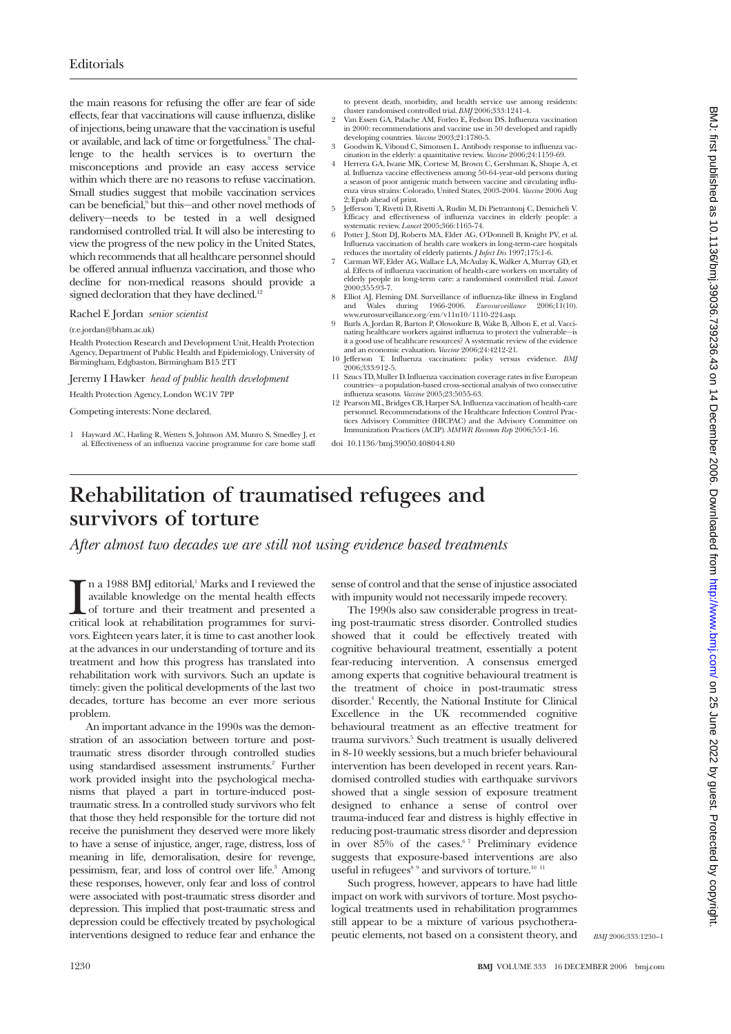the main reasons for refusing the offer are fear of side effects, fear that vaccinations will cause influenza, dislike of injections, being unaware that the vaccination is useful or available, and lack of time or forgetfulness.[9] The challenge to the health services is to overturn the misconceptions and provide an easy access service within which there are no reasons to refuse vaccination. Small studies suggest that mobile vaccination services can be beneficial,[9] but this—and other novel methods of delivery—needs to be tested in a well designed randomised controlled trial. It will also be interesting to view the progress of the new policy in the United States, which recommends that all healthcare personnel should be offered annual influenza vaccination, and those who decline for non-medical reasons should provide a signed decloration that they have declined.[12]

Rachel E Jordan *senior scientist*

(r.e.jordan@bham.ac.uk)

Health Protection Research and Development Unit, Health Protection Agency, Department of Public Health and Epidemiology, University of Birmingham, Edgbaston, Birmingham B15 2TT

Jeremy I Hawker *head of public health development*

Health Protection Agency, London WC1V 7PP

Competing interests: None declared.

1. Hayward AC, Harling R, Wetten S, Johnson AM, Munro S, Smedley J, et al. Effectiveness of an influenza vaccine programme for care home staff to prevent death, morbidity, and health service use among residents: cluster randomised controlled trial. *BMJ* 2006;333:1241-4.
2. Van Essen GA, Palache AM, Forleo E, Fedson DS. Influenza vaccination in 2000: recommendations and vaccine use in 50 developed and rapidly developing countries. *Vaccine* 2003;21:1780-5.
3. Goodwin K, Viboud C, Simonsen L. Antibody response to influenza vaccination in the elderly: a quantitative review. *Vaccine* 2006;24:1159-69.
4. Herrera GA, Iwane MK, Cortese M, Brown C, Gershman K, Shupe A, et al. Influenza vaccine effectiveness among 50-64-year-old persons during a season of poor antigenic match between vaccine and circulating influenza virus strains: Colorado, United States, 2003-2004. *Vaccine* 2006 Aug 2; Epub ahead of print.
5. Jefferson T, Rivetti D, Rivetti A, Rudin M, Di Pietrantonj C, Demicheli V. Efficacy and effectiveness of influenza vaccines in elderly people: a systematic review. *Lancet* 2005;366:1165-74.
6. Potter J, Stott DJ, Roberts MA, Elder AG, O'Donnell B, Knight PV, et al. Influenza vaccination of health care workers in long-term-care hospitals reduces the mortality of elderly patients. *J Infect Dis* 1997;175:1-6.
7. Carman WF, Elder AG, Wallace LA, McAulay K, Walker A, Murray GD, et al. Effects of influenza vaccination of health-care workers on mortality of elderly people in long-term care: a randomised controlled trial. *Lancet* 2000;355:93-7.
8. Elliot AJ, Fleming DM. Surveillance of influenza-like illness in England and Wales during 1966-2006. *Eurosurveillance* 2006;11(10). www.eurosurveillance.org/em/v11n10/1110-224.asp.
9. Burls A, Jordan R, Barton P, Olowokure B, Wake B, Albon E, et al. Vaccinating healthcare workers against influenza to protect the vulnerable—is it a good use of healthcare resources? A systematic review of the evidence and an economic evaluation. *Vaccine* 2006;24:4212-21.
10. Jefferson T. Influenza vaccination: policy versus evidence. *BMJ* 2006;333:912-5.
11. Szucs TD, Muller D. Influenza vaccination coverage rates in five European countries—a population-based cross-sectional analysis of two consecutive influenza seasons. *Vaccine* 2005;23:5055-63.
12. Pearson ML, Bridges CB, Harper SA. Influenza vaccination of health-care personnel. Recommendations of the Healthcare Infection Control Practices Advisory Committee (HICPAC) and the Advisory Committee on Immunization Practices (ACIP). *MMWR Recomm Rep* 2006;55:1-16.

doi 10.1136/bmj.39050.408044.80

# Rehabilitation of traumatised refugees and survivors of torture

*After almost two decades we are still not using evidence based treatments*

In a 1988 BMJ editorial,[1] Marks and I reviewed the available knowledge on the mental health effects of torture and their treatment and presented a critical look at rehabilitation programmes for survivors. Eighteen years later, it is time to cast another look at the advances in our understanding of torture and its treatment and how this progress has translated into rehabilitation work with survivors. Such an update is timely: given the political developments of the last two decades, torture has become an ever more serious problem.

An important advance in the 1990s was the demonstration of an association between torture and post-traumatic stress disorder through controlled studies using standardised assessment instruments.[2] Further work provided insight into the psychological mechanisms that played a part in torture-induced post-traumatic stress. In a controlled study survivors who felt that those they held responsible for the torture did not receive the punishment they deserved were more likely to have a sense of injustice, anger, rage, distress, loss of meaning in life, demoralisation, desire for revenge, pessimism, fear, and loss of control over life.[3] Among these responses, however, only fear and loss of control were associated with post-traumatic stress disorder and depression. This implied that post-traumatic stress and depression could be effectively treated by psychological interventions designed to reduce fear and enhance the sense of control and that the sense of injustice associated with impunity would not necessarily impede recovery.

The 1990s also saw considerable progress in treating post-traumatic stress disorder. Controlled studies showed that it could be effectively treated with cognitive behavioural treatment, essentially a potent fear-reducing intervention. A consensus emerged among experts that cognitive behavioural treatment is the treatment of choice in post-traumatic stress disorder.[4] Recently, the National Institute for Clinical Excellence in the UK recommended cognitive behavioural treatment as an effective treatment for trauma survivors.[5] Such treatment is usually delivered in 8-10 weekly sessions, but a much briefer behavioural intervention has been developed in recent years. Randomised controlled studies with earthquake survivors showed that a single session of exposure treatment designed to enhance a sense of control over trauma-induced fear and distress is highly effective in reducing post-traumatic stress disorder and depression in over 85% of the cases.[6 7] Preliminary evidence suggests that exposure-based interventions are also useful in refugees[8 9] and survivors of torture.[10 11]

Such progress, however, appears to have had little impact on work with survivors of torture. Most psychological treatments used in rehabilitation programmes still appear to be a mixture of various psychotherapeutic elements, not based on a consistent theory, and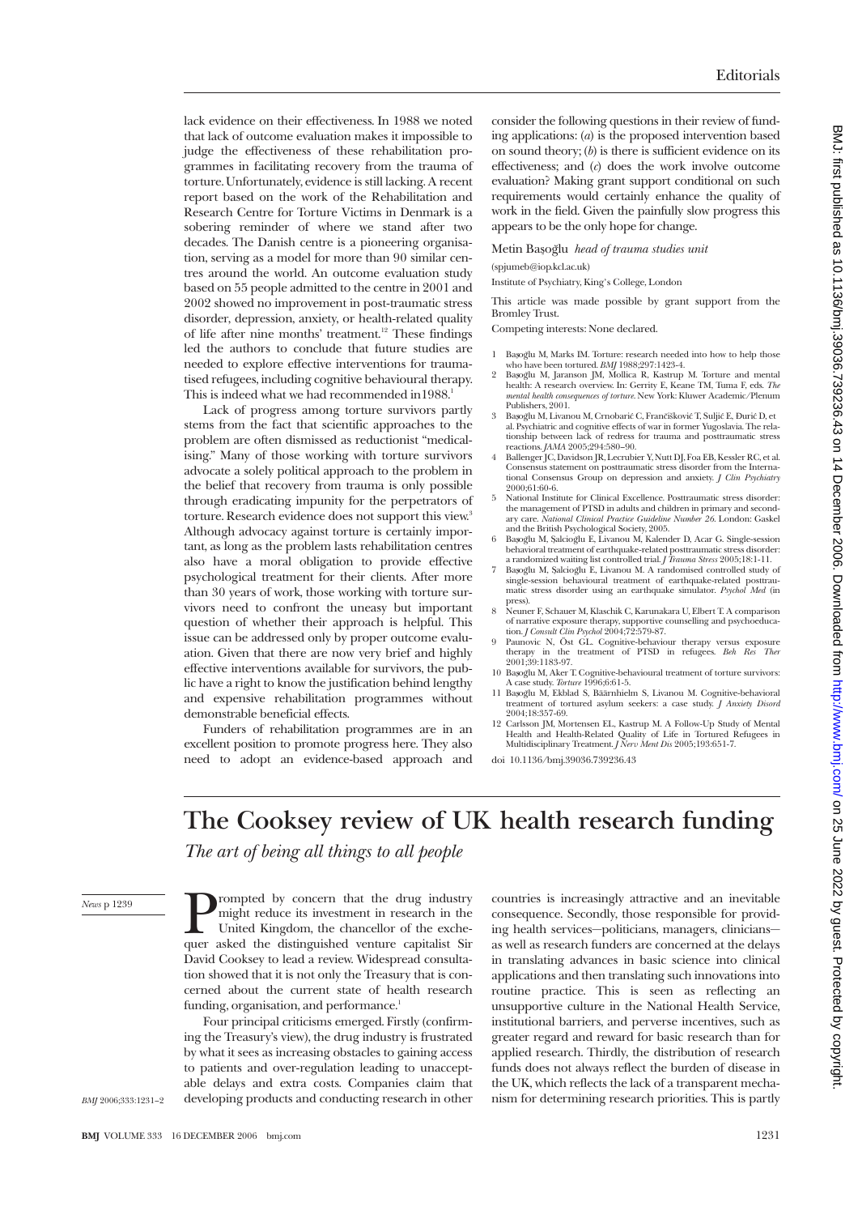lack evidence on their effectiveness. In 1988 we noted that lack of outcome evaluation makes it impossible to judge the effectiveness of these rehabilitation programmes in facilitating recovery from the trauma of torture. Unfortunately, evidence is still lacking. A recent report based on the work of the Rehabilitation and Research Centre for Torture Victims in Denmark is a sobering reminder of where we stand after two decades. The Danish centre is a pioneering organisation, serving as a model for more than 90 similar centres around the world. An outcome evaluation study based on 55 people admitted to the centre in 2001 and 2002 showed no improvement in post-traumatic stress disorder, depression, anxiety, or health-related quality of life after nine months' treatment.[12] These findings led the authors to conclude that future studies are needed to explore effective interventions for traumatised refugees, including cognitive behavioural therapy. This is indeed what we had recommended in1988.[1]

Lack of progress among torture survivors partly stems from the fact that scientific approaches to the problem are often dismissed as reductionist "medicalising." Many of those working with torture survivors advocate a solely political approach to the problem in the belief that recovery from trauma is only possible through eradicating impunity for the perpetrators of torture. Research evidence does not support this view.[3] Although advocacy against torture is certainly important, as long as the problem lasts rehabilitation centres also have a moral obligation to provide effective psychological treatment for their clients. After more than 30 years of work, those working with torture survivors need to confront the uneasy but important question of whether their approach is helpful. This issue can be addressed only by proper outcome evaluation. Given that there are now very brief and highly effective interventions available for survivors, the public have a right to know the justification behind lengthy and expensive rehabilitation programmes without demonstrable beneficial effects.

Funders of rehabilitation programmes are in an excellent position to promote progress here. They also need to adopt an evidence-based approach and consider the following questions in their review of funding applications: (*a*) is the proposed intervention based on sound theory; (*b*) is there is sufficient evidence on its effectiveness; and (*c*) does the work involve outcome evaluation? Making grant support conditional on such requirements would certainly enhance the quality of work in the field. Given the painfully slow progress this appears to be the only hope for change.

Metin Başoğlu *head of trauma studies unit*

(spjumeb@iop.kcl.ac.uk)

Institute of Psychiatry, King's College, London

This article was made possible by grant support from the Bromley Trust.

Competing interests: None declared.

1. Başoğlu M, Marks IM. Torture: research needed into how to help those who have been tortured. *BMJ* 1988;297:1423-4.
2. Başoğlu M, Jaranson JM, Mollica R, Kastrup M. Torture and mental health: A research overview. In: Gerrity E, Keane TM, Tuma F, eds. *The mental health consequences of torture*. New York: Kluwer Academic/Plenum Publishers, 2001.
3. Başoğlu M, Livanou M, Crnobarić C, Frančišković T, Suljić E, Đurić D, et al. Psychiatric and cognitive effects of war in former Yugoslavia. The relationship between lack of redress for trauma and posttraumatic stress reactions. *JAMA* 2005;294:580–90.
4. Ballenger JC, Davidson JR, Lecrubier Y, Nutt DJ, Foa EB, Kessler RC, et al. Consensus statement on posttraumatic stress disorder from the International Consensus Group on depression and anxiety. *J Clin Psychiatry* 2000;61:60-6.
5. National Institute for Clinical Excellence. Posttraumatic stress disorder: the management of PTSD in adults and children in primary and secondary care. *National Clinical Practice Guideline Number 26*. London: Gaskel and the British Psychological Society, 2005.
6. Başoğlu M, Salcioğlu E, Livanou M, Kalender D, Acar G. Single-session behavioral treatment of earthquake-related posttraumatic stress disorder: a randomized waiting list controlled trial. *J Trauma Stress* 2005;18:1-11.
7. Başoğlu M, Şalcioğlu E, Livanou M. A randomised controlled study of single-session behavioural treatment of earthquake-related posttraumatic stress disorder using an earthquake simulator. *Psychol Med* (in press).
8. Neuner F, Schauer M, Klaschik C, Karunakara U, Elbert T. A comparison of narrative exposure therapy, supportive counselling and psychoeducation. *J Consult Clin Psychol* 2004;72:579-87.
9. Paunovic N, Öst GL. Cognitive-behaviour therapy versus exposure therapy in the treatment of PTSD in refugees. *Beh Res Ther* 2001;39:1183-97.
10. Başoğlu M, Aker T. Cognitive-behavioural treatment of torture survivors: A case study. *Torture* 1996;6:61-5.
11. Başoğlu M, Ekblad S, Bäärnhielm S, Livanou M. Cognitive-behavioral treatment of tortured asylum seekers: a case study. *J Anxiety Disord* 2004;18:357-69.
12. Carlsson JM, Mortensen EL, Kastrup M. A Follow-Up Study of Mental Health and Health-Related Quality of Life in Tortured Refugees in Multidisciplinary Treatment. *J Nerv Ment Dis* 2005;193:651-7.

doi 10.1136/bmj.39036.739236.43

# The Cooksey review of UK health research funding

*The art of being all things to all people*

*News* p 1239

Prompted by concern that the drug industry might reduce its investment in research in the United Kingdom, the chancellor of the exchequer asked the distinguished venture capitalist Sir David Cooksey to lead a review. Widespread consultation showed that it is not only the Treasury that is concerned about the current state of health research funding, organisation, and performance.[1]

Four principal criticisms emerged. Firstly (confirming the Treasury's view), the drug industry is frustrated by what it sees as increasing obstacles to gaining access to patients and over-regulation leading to unacceptable delays and extra costs. Companies claim that developing products and conducting research in other countries is increasingly attractive and an inevitable consequence. Secondly, those responsible for providing health services—politicians, managers, clinicians—as well as research funders are concerned at the delays in translating advances in basic science into clinical applications and then translating such innovations into routine practice. This is seen as reflecting an unsupportive culture in the National Health Service, institutional barriers, and perverse incentives, such as greater regard and reward for basic research than for applied research. Thirdly, the distribution of research funds does not always reflect the burden of disease in the UK, which reflects the lack of a transparent mechanism for determining research priorities. This is partly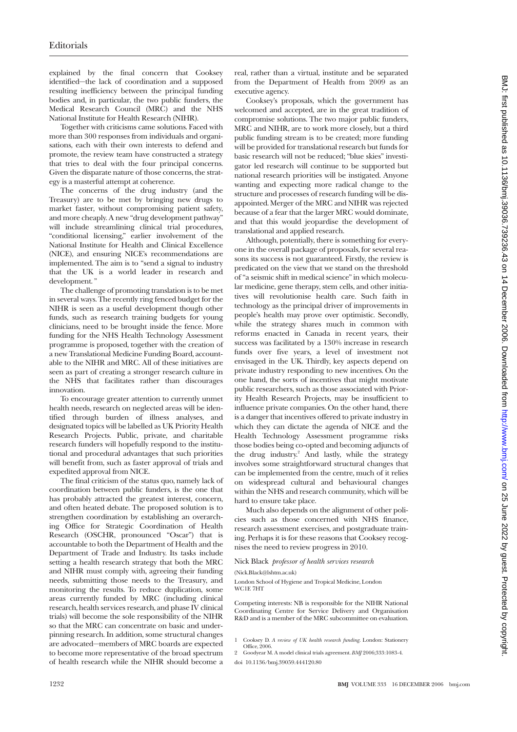explained by the final concern that Cooksey identified—the lack of coordination and a supposed resulting inefficiency between the principal funding bodies and, in particular, the two public funders, the Medical Research Council (MRC) and the NHS National Institute for Health Research (NIHR).

Together with criticisms came solutions. Faced with more than 300 responses from individuals and organisations, each with their own interests to defend and promote, the review team have constructed a strategy that tries to deal with the four principal concerns. Given the disparate nature of those concerns, the strategy is a masterful attempt at coherence.

The concerns of the drug industry (and the Treasury) are to be met by bringing new drugs to market faster, without compromising patient safety, and more cheaply. A new "drug development pathway" will include streamlining clinical trial procedures, "conditional licensing," earlier involvement of the National Institute for Health and Clinical Excellence (NICE), and ensuring NICE's recommendations are implemented. The aim is to "send a signal to industry that the UK is a world leader in research and development."

The challenge of promoting translation is to be met in several ways. The recently ring fenced budget for the NIHR is seen as a useful development though other funds, such as research training budgets for young clinicians, need to be brought inside the fence. More funding for the NHS Health Technology Assessment programme is proposed, together with the creation of a new Translational Medicine Funding Board, accountable to the NIHR and MRC. All of these initiatives are seen as part of creating a stronger research culture in the NHS that facilitates rather than discourages innovation.

To encourage greater attention to currently unmet health needs, research on neglected areas will be identified through burden of illness analyses, and designated topics will be labelled as UK Priority Health Research Projects. Public, private, and charitable research funders will hopefully respond to the institutional and procedural advantages that such priorities will benefit from, such as faster approval of trials and expedited approval from NICE.

The final criticism of the status quo, namely lack of coordination between public funders, is the one that has probably attracted the greatest interest, concern, and often heated debate. The proposed solution is to strengthen coordination by establishing an overarching Office for Strategic Coordination of Health Research (OSCHR, pronounced "Oscar") that is accountable to both the Department of Health and the Department of Trade and Industry. Its tasks include setting a health research strategy that both the MRC and NIHR must comply with, agreeing their funding needs, submitting those needs to the Treasury, and monitoring the results. To reduce duplication, some areas currently funded by MRC (including clinical research, health services research, and phase IV clinical trials) will become the sole responsibility of the NIHR so that the MRC can concentrate on basic and underpinning research. In addition, some structural changes are advocated—members of MRC boards are expected to become more representative of the broad spectrum of health research while the NIHR should become a real, rather than a virtual, institute and be separated from the Department of Health from 2009 as an executive agency.

Cooksey's proposals, which the government has welcomed and accepted, are in the great tradition of compromise solutions. The two major public funders, MRC and NIHR, are to work more closely, but a third public funding stream is to be created; more funding will be provided for translational research but funds for basic research will not be reduced; "blue skies" investigator led research will continue to be supported but national research priorities will be instigated. Anyone wanting and expecting more radical change to the structure and processes of research funding will be disappointed. Merger of the MRC and NIHR was rejected because of a fear that the larger MRC would dominate, and that this would jeopardise the development of translational and applied research.

Although, potentially, there is something for everyone in the overall package of proposals, for several reasons its success is not guaranteed. Firstly, the review is predicated on the view that we stand on the threshold of "a seismic shift in medical science" in which molecular medicine, gene therapy, stem cells, and other initiatives will revolutionise health care. Such faith in technology as the principal driver of improvements in people's health may prove over optimistic. Secondly, while the strategy shares much in common with reforms enacted in Canada in recent years, their success was facilitated by a 130% increase in research funds over five years, a level of investment not envisaged in the UK. Thirdly, key aspects depend on private industry responding to new incentives. On the one hand, the sorts of incentives that might motivate public researchers, such as those associated with Priority Health Research Projects, may be insufficient to influence private companies. On the other hand, there is a danger that incentives offered to private industry in which they can dictate the agenda of NICE and the Health Technology Assessment programme risks those bodies being co-opted and becoming adjuncts of the drug industry.[2] And lastly, while the strategy involves some straightforward structural changes that can be implemented from the centre, much of it relies on widespread cultural and behavioural changes within the NHS and research community, which will be hard to ensure take place.

Much also depends on the alignment of other policies such as those concerned with NHS finance, research assessment exercises, and postgraduate training. Perhaps it is for these reasons that Cooksey recognises the need to review progress in 2010.

Nick Black *professor of health services research*

(Nick.Black@lshtm.ac.uk)

London School of Hygiene and Tropical Medicine, London WC1E 7HT

Competing interests: NB is responsible for the NIHR National Coordinating Centre for Service Delivery and Organisation R&D and is a member of the MRC subcommittee on evaluation.

1 Cooksey D. *A review of UK health research funding*. London: Stationery Office, 2006.

2 Goodyear M. A model clinical trials agreement. *BMJ* 2006;333:1083-4.

doi 10.1136/bmj.39059.444120.80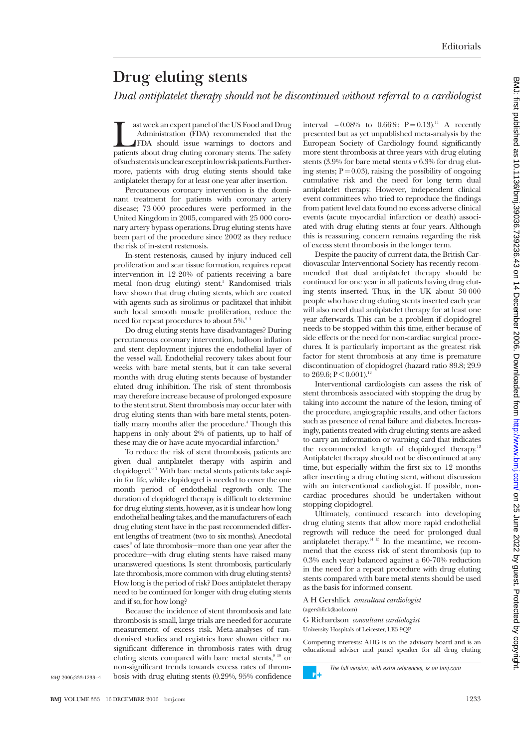# Drug eluting stents

*Dual antiplatelet therapy should not be discontinued without referral to a cardiologist*

Last week an expert panel of the US Food and Drug Administration (FDA) recommended that the FDA should issue warnings to doctors and patients about drug eluting coronary stents. The safety of such stents is unclear except in low risk patients. Furthermore, patients with drug eluting stents should take antiplatelet therapy for at least one year after insertion.

Percutaneous coronary intervention is the dominant treatment for patients with coronary artery disease; 73 000 procedures were performed in the United Kingdom in 2005, compared with 25 000 coronary artery bypass operations. Drug eluting stents have been part of the procedure since 2002 as they reduce the risk of in-stent restenosis.

In-stent restenosis, caused by injury induced cell proliferation and scar tissue formation, requires repeat intervention in 12-20% of patients receiving a bare metal (non-drug eluting) stent.[1] Randomised trials have shown that drug eluting stents, which are coated with agents such as sirolimus or paclitaxel that inhibit such local smooth muscle proliferation, reduce the need for repeat procedures to about 5%.[2 3]

Do drug eluting stents have disadvantages? During percutaneous coronary intervention, balloon inflation and stent deployment injures the endothelial layer of the vessel wall. Endothelial recovery takes about four weeks with bare metal stents, but it can take several months with drug eluting stents because of bystander eluted drug inhibition. The risk of stent thrombosis may therefore increase because of prolonged exposure to the stent strut. Stent thrombosis may occur later with drug eluting stents than with bare metal stents, potentially many months after the procedure.[4] Though this happens in only about 2% of patients, up to half of these may die or have acute myocardial infarction.[5]

To reduce the risk of stent thrombosis, patients are given dual antiplatelet therapy with aspirin and clopidogrel.[6 7] With bare metal stents patients take aspirin for life, while clopidogrel is needed to cover the one month period of endothelial regrowth only. The duration of clopidogrel therapy is difficult to determine for drug eluting stents, however, as it is unclear how long endothelial healing takes, and the manufacturers of each drug eluting stent have in the past recommended different lengths of treatment (two to six months). Anecdotal cases[8] of late thrombosis—more than one year after the procedure—with drug eluting stents have raised many unanswered questions. Is stent thrombosis, particularly late thrombosis, more common with drug eluting stents? How long is the period of risk? Does antiplatelet therapy need to be continued for longer with drug eluting stents and if so, for how long?

Because the incidence of stent thrombosis and late thrombosis is small, large trials are needed for accurate measurement of excess risk. Meta-analyses of randomised studies and registries have shown either no significant difference in thrombosis rates with drug eluting stents compared with bare metal stents,[9 10] or non-significant trends towards excess rates of thrombosis with drug eluting stents (0.29%, 95% confidence interval −0.08% to 0.66%; $P=0.13$).[11] A recently presented but as yet unpublished meta-analysis by the European Society of Cardiology found significantly more stent thrombosis at three years with drug eluting stents (3.9% for bare metal stents *v* 6.3% for drug eluting stents; $P=0.03$), raising the possibility of ongoing cumulative risk and the need for long term dual antiplatelet therapy. However, independent clinical event committees who tried to reproduce the findings from patient level data found no excess adverse clinical events (acute myocardial infarction or death) associated with drug eluting stents at four years. Although this is reassuring, concern remains regarding the risk of excess stent thrombosis in the longer term.

Despite the paucity of current data, the British Cardiovascular Interventional Society has recently recommended that dual antiplatelet therapy should be continued for one year in all patients having drug eluting stents inserted. Thus, in the UK about 30 000 people who have drug eluting stents inserted each year will also need dual antiplatelet therapy for at least one year afterwards. This can be a problem if clopidogrel needs to be stopped within this time, either because of side effects or the need for non-cardiac surgical procedures. It is particularly important as the greatest risk factor for stent thrombosis at any time is premature discontinuation of clopidogrel (hazard ratio 89.8; 29.9 to 269.6; $P<0.001$).[12]

Interventional cardiologists can assess the risk of stent thrombosis associated with stopping the drug by taking into account the nature of the lesion, timing of the procedure, angiographic results, and other factors such as presence of renal failure and diabetes. Increasingly, patients treated with drug eluting stents are asked to carry an information or warning card that indicates the recommended length of clopidogrel therapy.[13] Antiplatelet therapy should not be discontinued at any time, but especially within the first six to 12 months after inserting a drug eluting stent, without discussion with an interventional cardiologist. If possible, non-cardiac procedures should be undertaken without stopping clopidogrel.

Ultimately, continued research into developing drug eluting stents that allow more rapid endothelial regrowth will reduce the need for prolonged dual antiplatelet therapy.[14 15] In the meantime, we recommend that the excess risk of stent thrombosis (up to 0.3% each year) balanced against a 60-70% reduction in the need for a repeat procedure with drug eluting stents compared with bare metal stents should be used as the basis for informed consent.

A H Gershlick *consultant cardiologist*
(agershlick@aol.com)

G Richardson *consultant cardiologist*
University Hospitals of Leicester, LE3 9QP

Competing interests: AHG is on the advisory board and is an educational adviser and panel speaker for all drug eluting

*The full version, with extra references, is on bmj.com*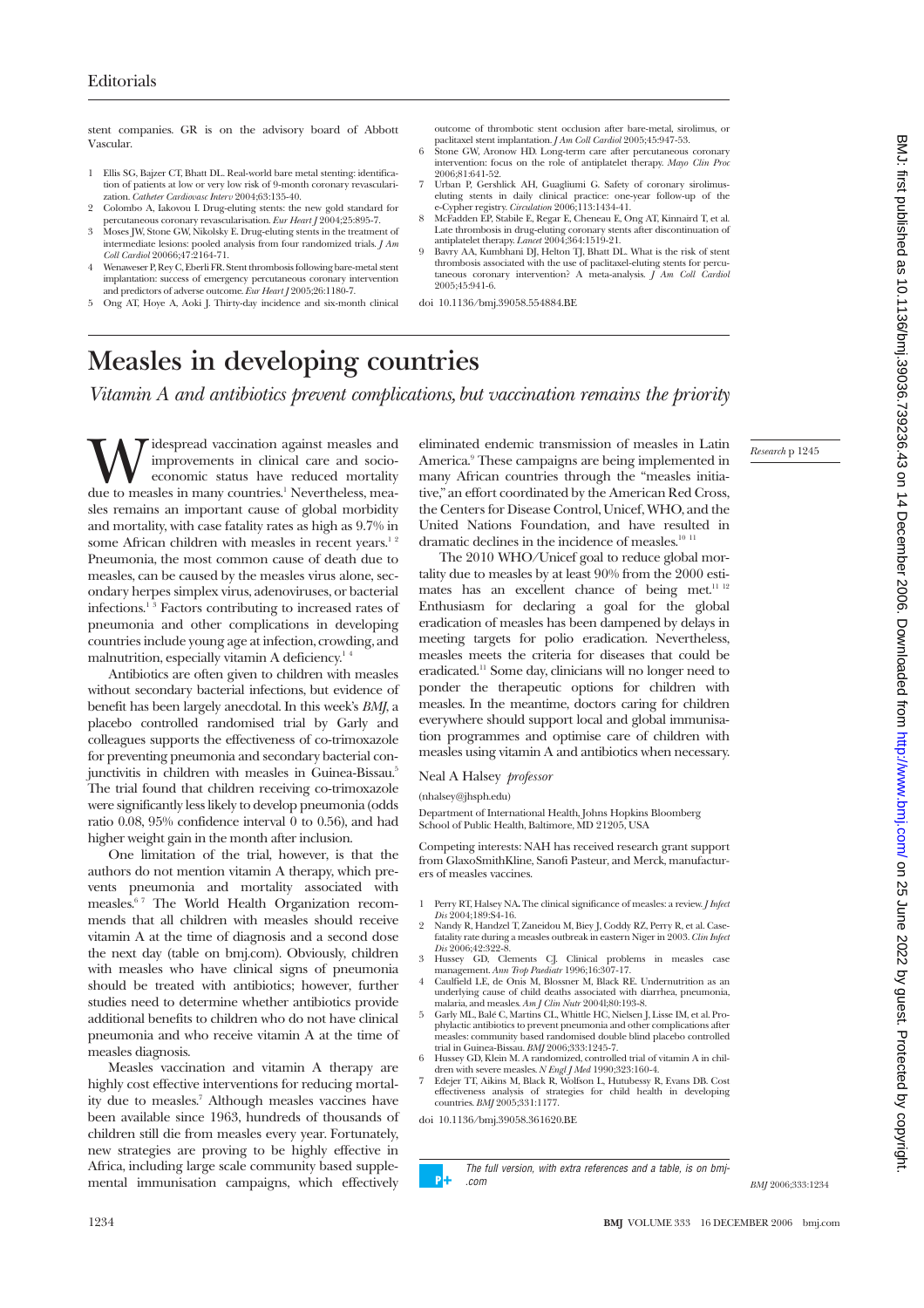stent companies. GR is on the advisory board of Abbott Vascular.

1. Ellis SG, Bajzer CT, Bhatt DL. Real-world bare metal stenting: identification of patients at low or very low risk of 9-month coronary revascularization. *Catheter Cardiovasc Interv* 2004;63:135-40.
2. Colombo A, Iakovou I. Drug-eluting stents: the new gold standard for percutaneous coronary revascularisation. *Eur Heart J* 2004;25:895-7.
3. Moses JW, Stone GW, Nikolsky E. Drug-eluting stents in the treatment of intermediate lesions: pooled analysis from four randomized trials. *J Am Coll Cardiol* 20066;47:2164-71.
4. Wenaweser P, Rey C, Eberli FR. Stent thrombosis following bare-metal stent implantation: success of emergency percutaneous coronary intervention and predictors of adverse outcome. *Eur Heart J* 2005;26:1180-7.
5. Ong AT, Hoye A, Aoki J. Thirty-day incidence and six-month clinical outcome of thrombotic stent occlusion after bare-metal, sirolimus, or paclitaxel stent implantation. *J Am Coll Cardiol* 2005;45:947-53.
6. Stone GW, Aronow HD. Long-term care after percutaneous coronary intervention: focus on the role of antiplatelet therapy. *Mayo Clin Proc* 2006;81:641-52.
7. Urban P, Gershlick AH, Guagliumi G. Safety of coronary sirolimus-eluting stents in daily clinical practice: one-year follow-up of the e-Cypher registry. *Circulation* 2006;113:1434-41.
8. McFadden EP, Stabile E, Regar E, Cheneau E, Ong AT, Kinnaird T, et al. Late thrombosis in drug-eluting coronary stents after discontinuation of antiplatelet therapy. *Lancet* 2004;364:1519-21.
9. Bavry AA, Kumbhani DJ, Helton TJ, Bhatt DL. What is the risk of stent thrombosis associated with the use of paclitaxel-eluting stents for percutaneous coronary intervention? A meta-analysis. *J Am Coll Cardiol* 2005;45:941-6.

doi 10.1136/bmj.39058.554884.BE

# Measles in developing countries

*Vitamin A and antibiotics prevent complications, but vaccination remains the priority*

*Research* p 1245

Widespread vaccination against measles and improvements in clinical care and socioeconomic status have reduced mortality due to measles in many countries.[1] Nevertheless, measles remains an important cause of global morbidity and mortality, with case fatality rates as high as 9.7% in some African children with measles in recent years.[1,2] Pneumonia, the most common cause of death due to measles, can be caused by the measles virus alone, secondary herpes simplex virus, adenoviruses, or bacterial infections.[1,3] Factors contributing to increased rates of pneumonia and other complications in developing countries include young age at infection, crowding, and malnutrition, especially vitamin A deficiency.[1,4]

Antibiotics are often given to children with measles without secondary bacterial infections, but evidence of benefit has been largely anecdotal. In this week's *BMJ*, a placebo controlled randomised trial by Garly and colleagues supports the effectiveness of co-trimoxazole for preventing pneumonia and secondary bacterial conjunctivitis in children with measles in Guinea-Bissau.[5] The trial found that children receiving co-trimoxazole were significantly less likely to develop pneumonia (odds ratio 0.08, 95% confidence interval 0 to 0.56), and had higher weight gain in the month after inclusion.

One limitation of the trial, however, is that the authors do not mention vitamin A therapy, which prevents pneumonia and mortality associated with measles.[6,7] The World Health Organization recommends that all children with measles should receive vitamin A at the time of diagnosis and a second dose the next day (table on bmj.com). Obviously, children with measles who have clinical signs of pneumonia should be treated with antibiotics; however, further studies need to determine whether antibiotics provide additional benefits to children who do not have clinical pneumonia and who receive vitamin A at the time of measles diagnosis.

Measles vaccination and vitamin A therapy are highly cost effective interventions for reducing mortality due to measles.[7] Although measles vaccines have been available since 1963, hundreds of thousands of children still die from measles every year. Fortunately, new strategies are proving to be highly effective in Africa, including large scale community based supplemental immunisation campaigns, which effectively eliminated endemic transmission of measles in Latin America.[9] These campaigns are being implemented in many African countries through the "measles initiative," an effort coordinated by the American Red Cross, the Centers for Disease Control, Unicef, WHO, and the United Nations Foundation, and have resulted in dramatic declines in the incidence of measles.[10,11]

The 2010 WHO/Unicef goal to reduce global mortality due to measles by at least 90% from the 2000 estimates has an excellent chance of being met.[11,12] Enthusiasm for declaring a goal for the global eradication of measles has been dampened by delays in meeting targets for polio eradication. Nevertheless, measles meets the criteria for diseases that could be eradicated.[11] Some day, clinicians will no longer need to ponder the therapeutic options for children with measles. In the meantime, doctors caring for children everywhere should support local and global immunisation programmes and optimise care of children with measles using vitamin A and antibiotics when necessary.

Neal A Halsey *professor*

(nhalsey@jhsph.edu)

Department of International Health, Johns Hopkins Bloomberg School of Public Health, Baltimore, MD 21205, USA

Competing interests: NAH has received research grant support from GlaxoSmithKline, Sanofi Pasteur, and Merck, manufacturers of measles vaccines.

1. Perry RT, Halsey NA. The clinical significance of measles: a review. *J Infect Dis* 2004;189:S4-16.
2. Nandy R, Handzel T, Zaneidou M, Biey J, Coddy RZ, Perry R, et al. Case-fatality rate during a measles outbreak in eastern Niger in 2003. *Clin Infect Dis* 2006;42:322-8.
3. Hussey GD, Clements CJ. Clinical problems in measles case management. *Ann Trop Paediatr* 1996;16:307-17.
4. Caulfield LE, de Onis M, Blossner M, Black RE. Undernutrition as an underlying cause of child deaths associated with diarrhea, pneumonia, malaria, and measles. *Am J Clin Nutr* 2004l;80:193-8.
5. Garly ML, Balé C, Martins CL, Whittle HC, Nielsen J, Lisse IM, et al. Prophylactic antibiotics to prevent pneumonia and other complications after measles: community based randomised double blind placebo controlled trial in Guinea-Bissau. *BMJ* 2006;333:1245-7.
6. Hussey GD, Klein M. A randomized, controlled trial of vitamin A in children with severe measles. *N Engl J Med* 1990;323:160-4.
7. Edejer TT, Aikins M, Black R, Wolfson L, Hutubessy R, Evans DB. Cost effectiveness analysis of strategies for child health in developing countries. *BMJ* 2005;331:1177.

doi 10.1136/bmj.39058.361620.BE

*The full version, with extra references and a table, is on bmj.com*

*BMJ* 2006;333:1234